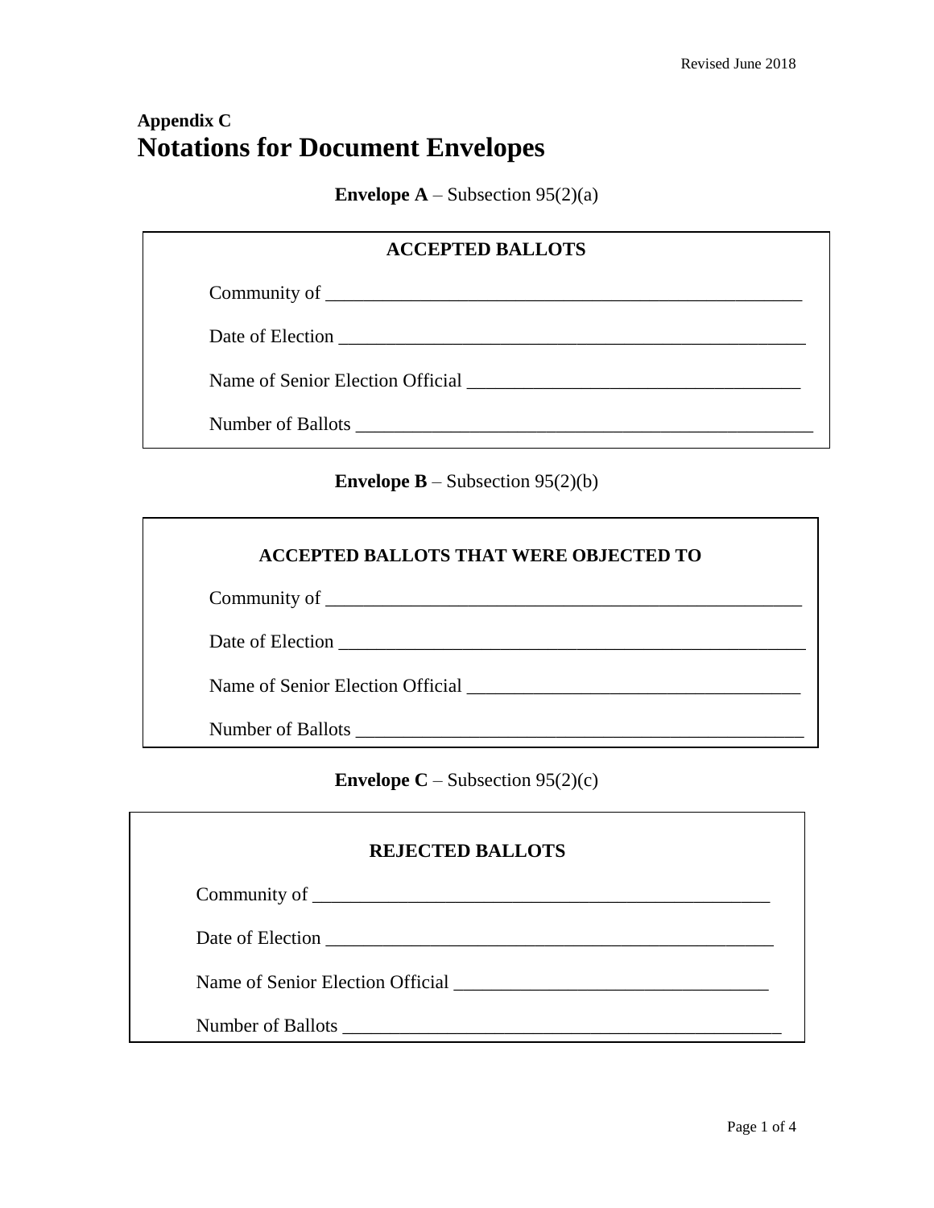## Appendix C

# Notations for Document Envelopes

**Envelope A** – Subsection 95(2)(a)

**ACCEPTED BALLOTS**

Community of ___________________________________________________

Date of Election _________________________________________________

Name of Senior Election Official ___________________________________

Number of Ballots ________________________________________________

**Envelope B** – Subsection 95(2)(b)

**ACCEPTED BALLOTS THAT WERE OBJECTED TO**

Community of ___________________________________________________

Date of Election _________________________________________________

Name of Senior Election Official ___________________________________

Number of Ballots ________________________________________________

**Envelope C** – Subsection 95(2)(c)

**REJECTED BALLOTS**

Community of ___________________________________________________

Date of Election _________________________________________________

Name of Senior Election Official ___________________________________

Number of Ballots ________________________________________________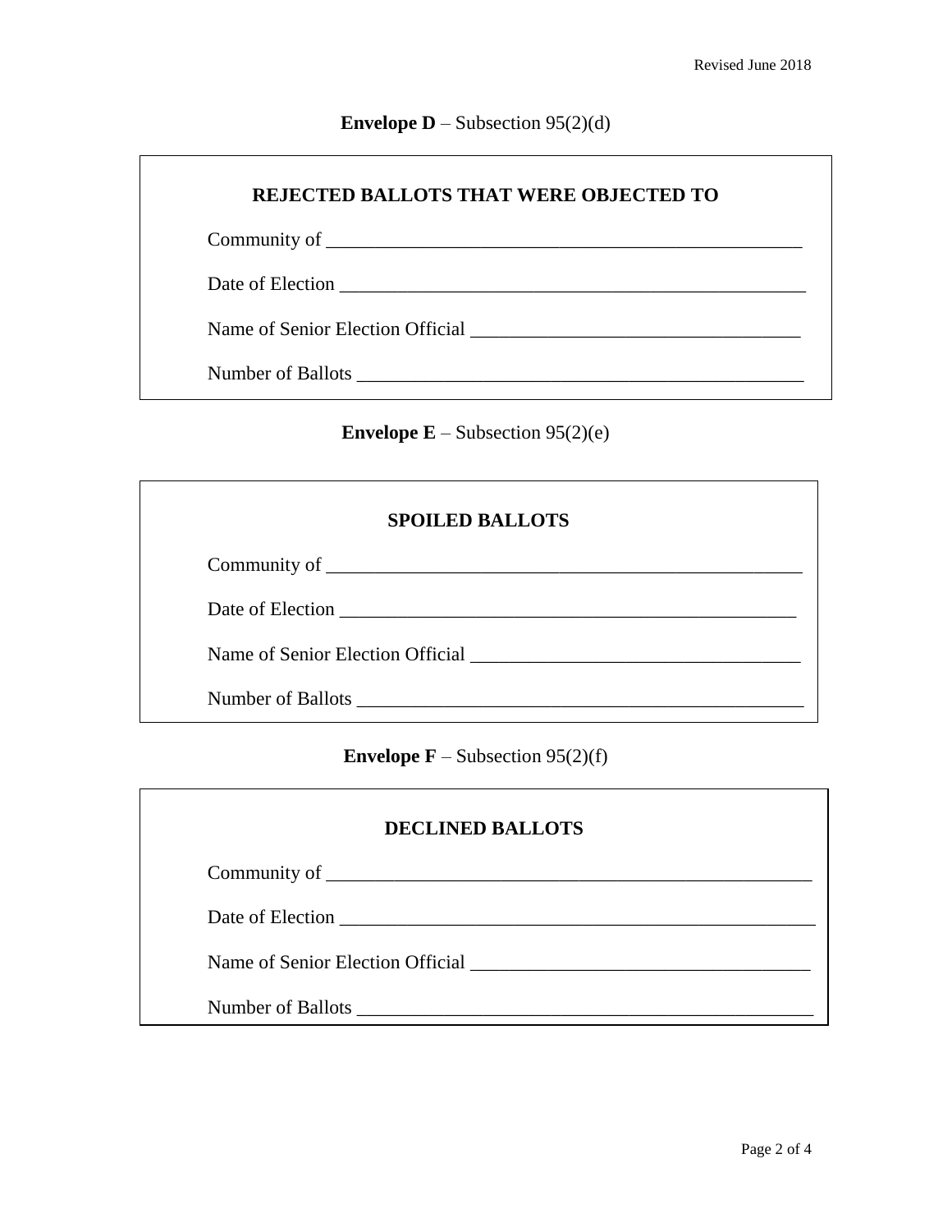**Envelope D** – Subsection 95(2)(d)

**REJECTED BALLOTS THAT WERE OBJECTED TO**

Community of ___________________________________________________

Date of Election _________________________________________________

Name of Senior Election Official _________________________________

Number of Ballots _______________________________________________

**Envelope E** – Subsection 95(2)(e)

**SPOILED BALLOTS**

Community of ___________________________________________________

Date of Election _________________________________________________

Name of Senior Election Official _________________________________

Number of Ballots _______________________________________________

**Envelope F** – Subsection 95(2)(f)

**DECLINED BALLOTS**

Community of ___________________________________________________

Date of Election _________________________________________________

Name of Senior Election Official _________________________________

Number of Ballots _______________________________________________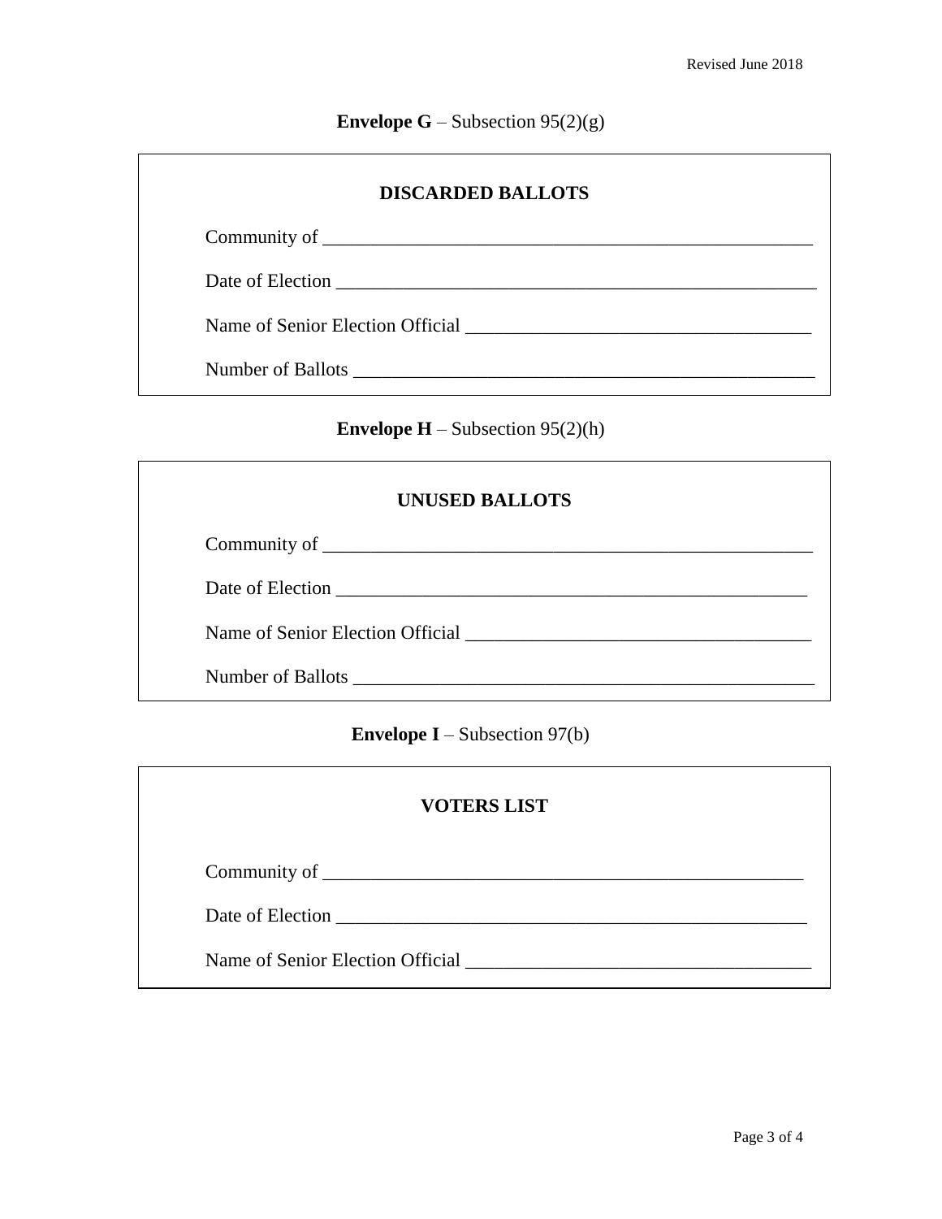**Envelope G** – Subsection 95(2)(g)

**DISCARDED BALLOTS**

Community of ____________________________________________________

Date of Election __________________________________________________

Name of Senior Election Official ____________________________________

Number of Ballots _________________________________________________

**Envelope H** – Subsection 95(2)(h)

**UNUSED BALLOTS**

Community of ____________________________________________________

Date of Election __________________________________________________

Name of Senior Election Official ____________________________________

Number of Ballots _________________________________________________

**Envelope I** – Subsection 97(b)

**VOTERS LIST**

Community of ____________________________________________________

Date of Election __________________________________________________

Name of Senior Election Official ____________________________________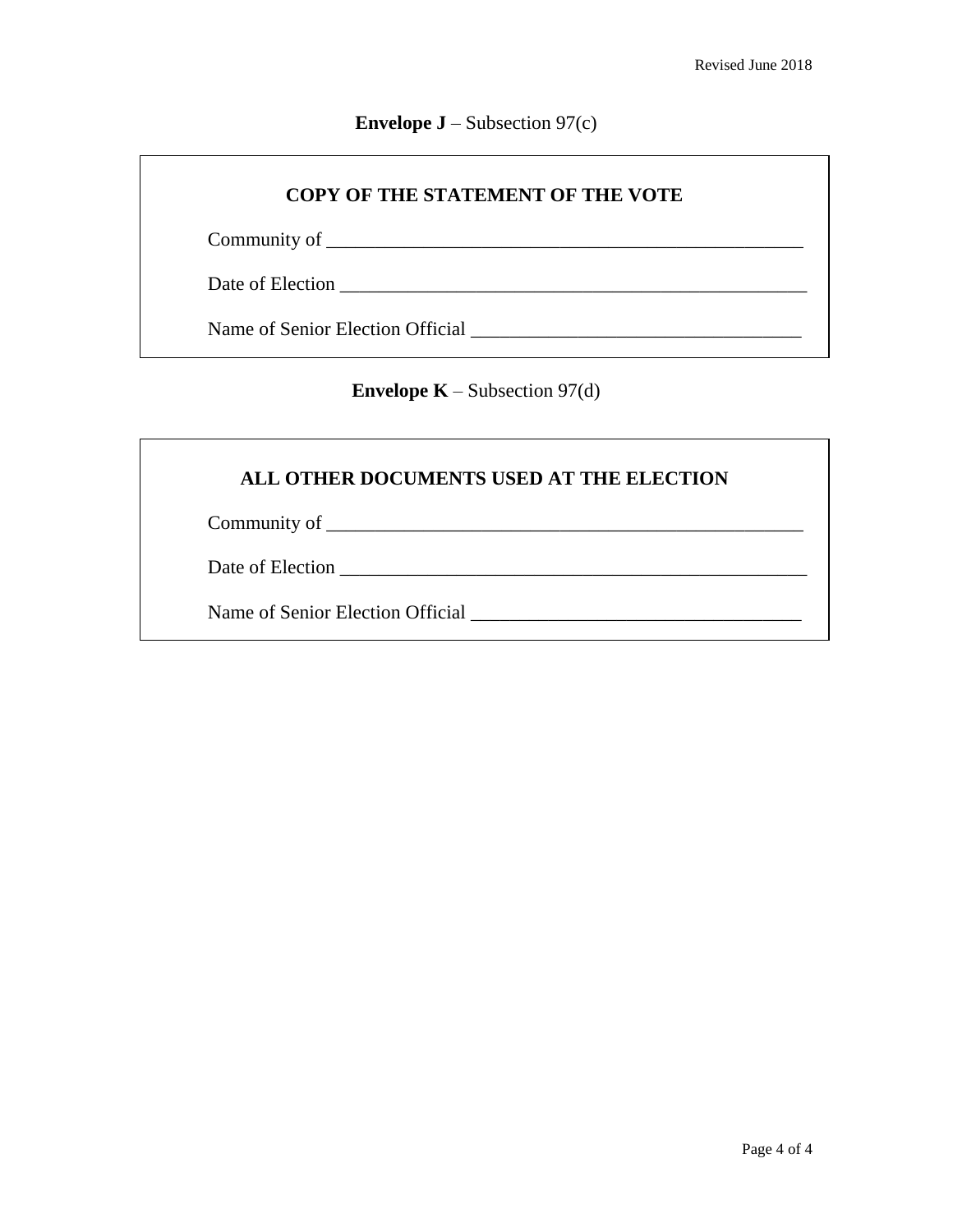**Envelope J** – Subsection 97(c)

**COPY OF THE STATEMENT OF THE VOTE**

Community of ___________________________________________________

Date of Election _________________________________________________

Name of Senior Election Official ________________________________

**Envelope K** – Subsection 97(d)

**ALL OTHER DOCUMENTS USED AT THE ELECTION**

Community of ___________________________________________________

Date of Election _________________________________________________

Name of Senior Election Official ________________________________